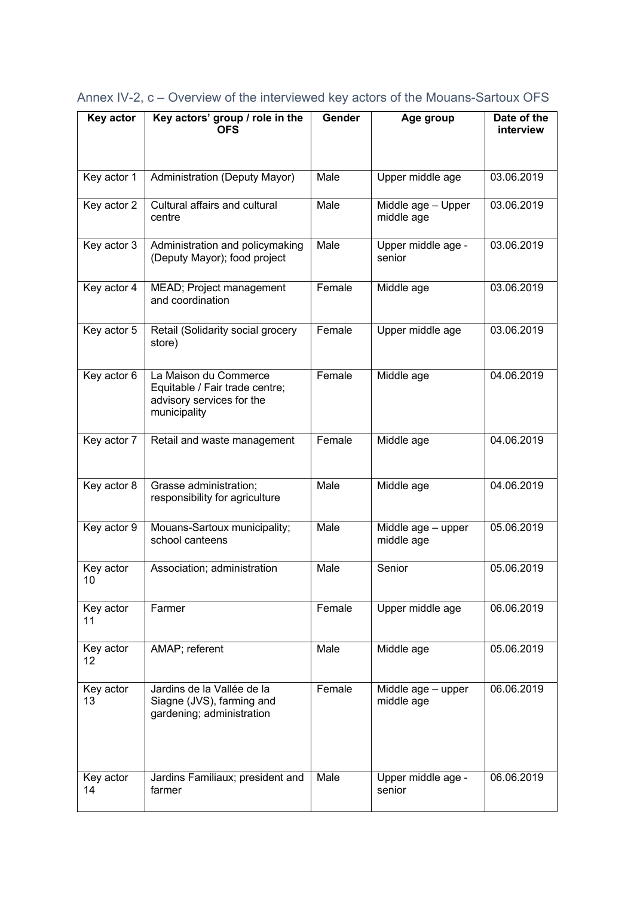## Annex IV-2, c – Overview of the interviewed key actors of the Mouans-Sartoux OFS

| Key actor | Key actors' group / role in the OFS | Gender | Age group | Date of the interview |
|---|---|---|---|---|
| Key actor 1 | Administration (Deputy Mayor) | Male | Upper middle age | 03.06.2019 |
| Key actor 2 | Cultural affairs and cultural centre | Male | Middle age – Upper middle age | 03.06.2019 |
| Key actor 3 | Administration and policymaking (Deputy Mayor); food project | Male | Upper middle age - senior | 03.06.2019 |
| Key actor 4 | MEAD; Project management and coordination | Female | Middle age | 03.06.2019 |
| Key actor 5 | Retail (Solidarity social grocery store) | Female | Upper middle age | 03.06.2019 |
| Key actor 6 | La Maison du Commerce Equitable / Fair trade centre; advisory services for the municipality | Female | Middle age | 04.06.2019 |
| Key actor 7 | Retail and waste management | Female | Middle age | 04.06.2019 |
| Key actor 8 | Grasse administration; responsibility for agriculture | Male | Middle age | 04.06.2019 |
| Key actor 9 | Mouans-Sartoux municipality; school canteens | Male | Middle age – upper middle age | 05.06.2019 |
| Key actor 10 | Association; administration | Male | Senior | 05.06.2019 |
| Key actor 11 | Farmer | Female | Upper middle age | 06.06.2019 |
| Key actor 12 | AMAP; referent | Male | Middle age | 05.06.2019 |
| Key actor 13 | Jardins de la Vallée de la Siagne (JVS), farming and gardening; administration | Female | Middle age – upper middle age | 06.06.2019 |
| Key actor 14 | Jardins Familiaux; president and farmer | Male | Upper middle age - senior | 06.06.2019 |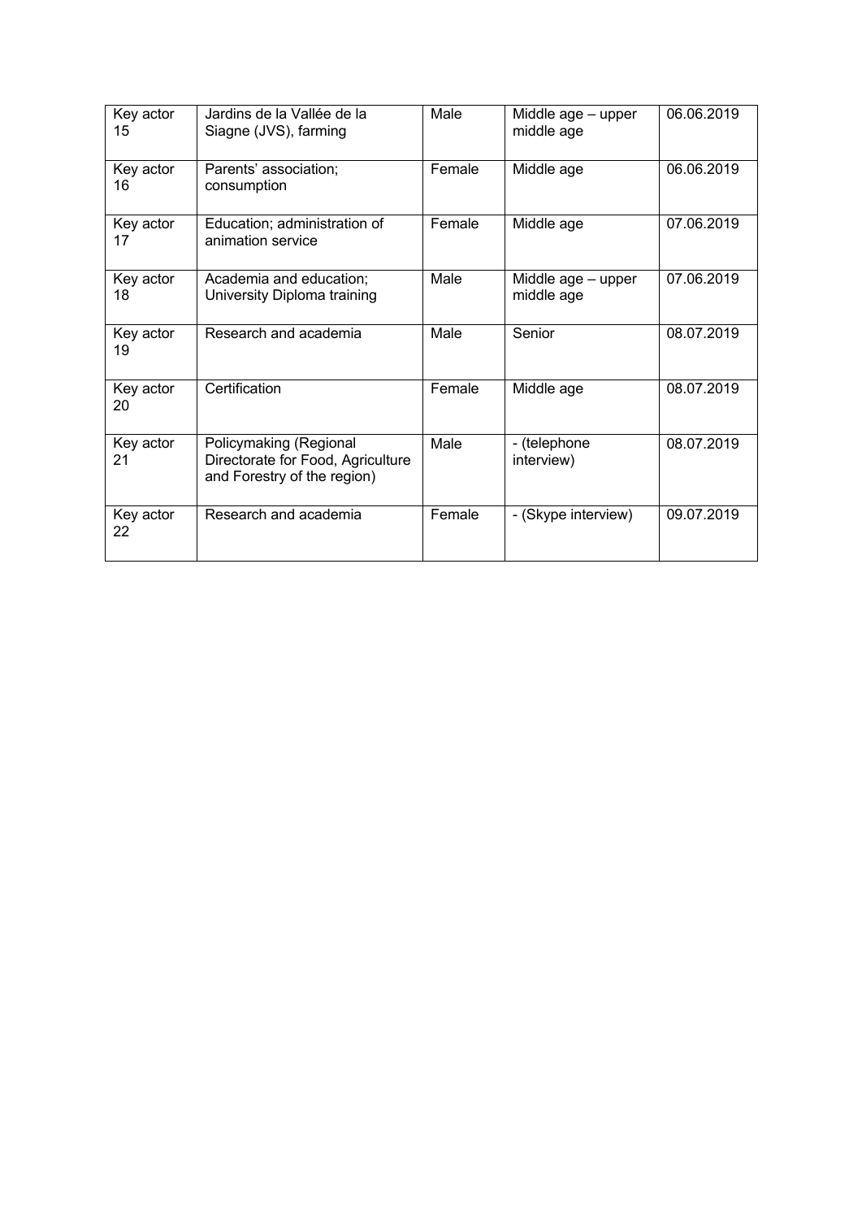| | | | | |
|---|---|---|---|---|
| Key actor 15 | Jardins de la Vallée de la Siagne (JVS), farming | Male | Middle age – upper middle age | 06.06.2019 |
| Key actor 16 | Parents' association; consumption | Female | Middle age | 06.06.2019 |
| Key actor 17 | Education; administration of animation service | Female | Middle age | 07.06.2019 |
| Key actor 18 | Academia and education; University Diploma training | Male | Middle age – upper middle age | 07.06.2019 |
| Key actor 19 | Research and academia | Male | Senior | 08.07.2019 |
| Key actor 20 | Certification | Female | Middle age | 08.07.2019 |
| Key actor 21 | Policymaking (Regional Directorate for Food, Agriculture and Forestry of the region) | Male | - (telephone interview) | 08.07.2019 |
| Key actor 22 | Research and academia | Female | - (Skype interview) | 09.07.2019 |